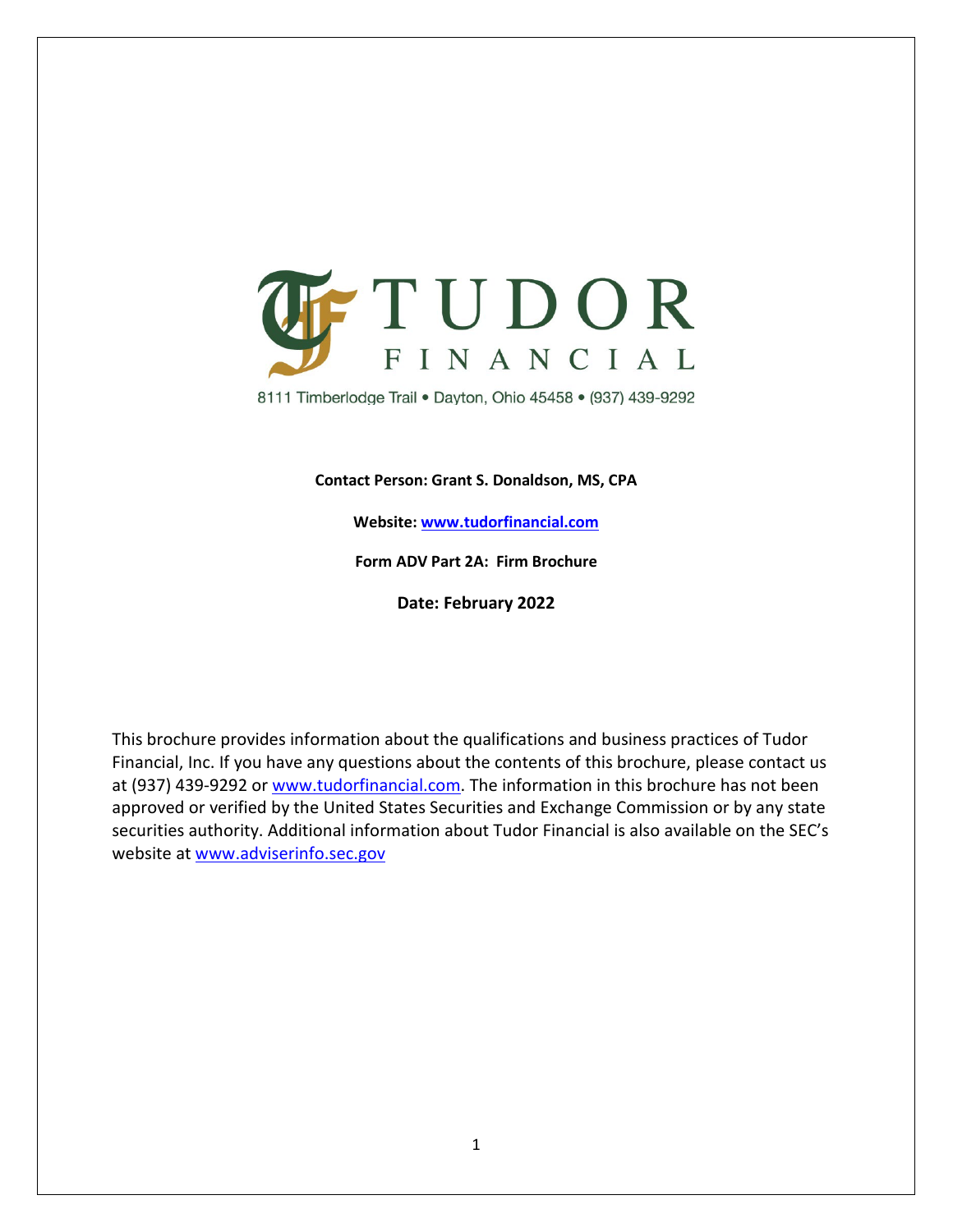# TUDOR FINANCIAL

8111 Timberlodge Trail • Dayton, Ohio 45458 • (937) 439-9292

**Contact Person: Grant S. Donaldson, MS, CPA**

**Website: www.tudorfinancial.com**

**Form ADV Part 2A: Firm Brochure**

**Date: February 2022**

This brochure provides information about the qualifications and business practices of Tudor Financial, Inc. If you have any questions about the contents of this brochure, please contact us at (937) 439-9292 or www.tudorfinancial.com. The information in this brochure has not been approved or verified by the United States Securities and Exchange Commission or by any state securities authority. Additional information about Tudor Financial is also available on the SEC's website at www.adviserinfo.sec.gov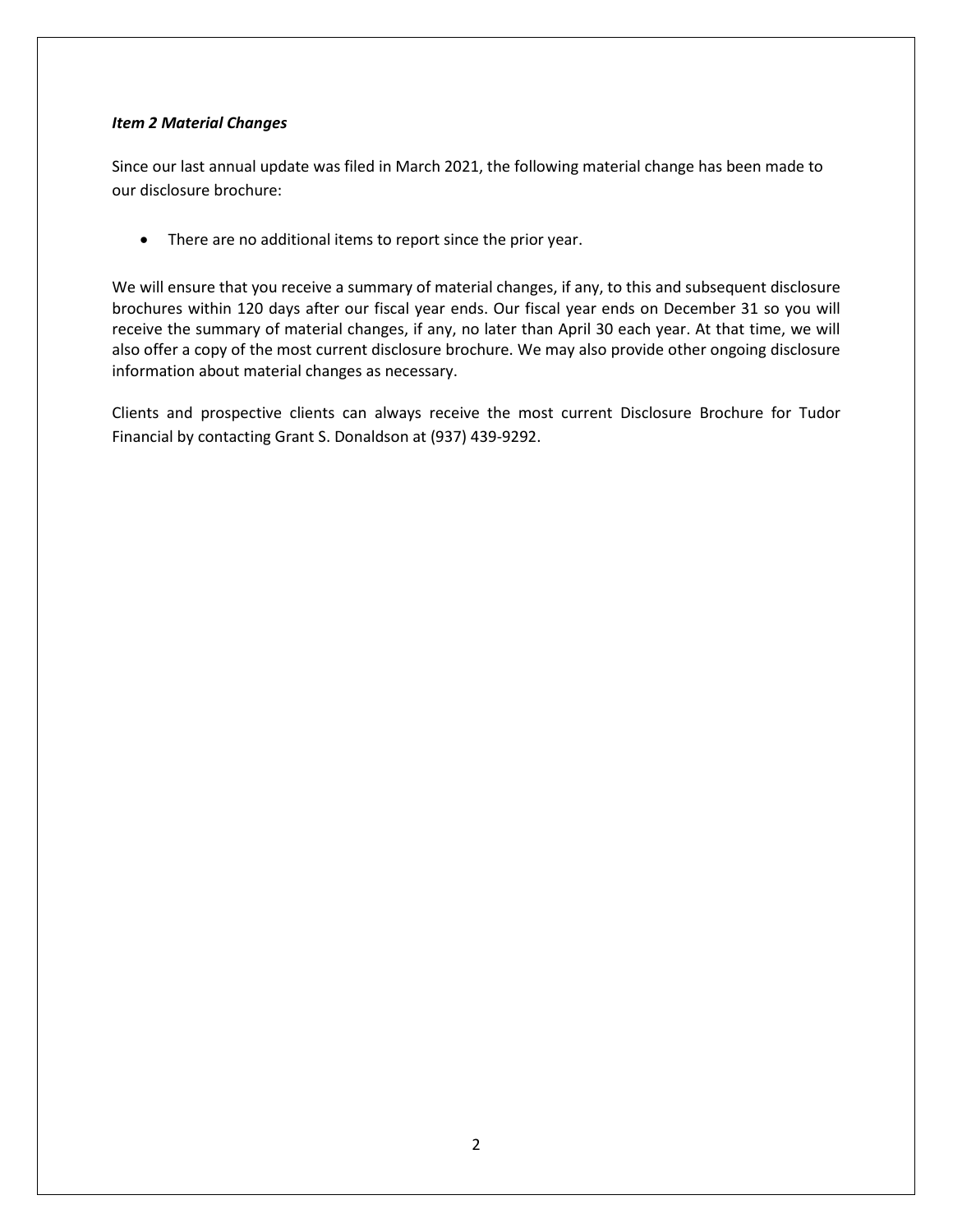### *Item 2 Material Changes*

Since our last annual update was filed in March 2021, the following material change has been made to our disclosure brochure:

- There are no additional items to report since the prior year.

We will ensure that you receive a summary of material changes, if any, to this and subsequent disclosure brochures within 120 days after our fiscal year ends. Our fiscal year ends on December 31 so you will receive the summary of material changes, if any, no later than April 30 each year. At that time, we will also offer a copy of the most current disclosure brochure. We may also provide other ongoing disclosure information about material changes as necessary.

Clients and prospective clients can always receive the most current Disclosure Brochure for Tudor Financial by contacting Grant S. Donaldson at (937) 439-9292.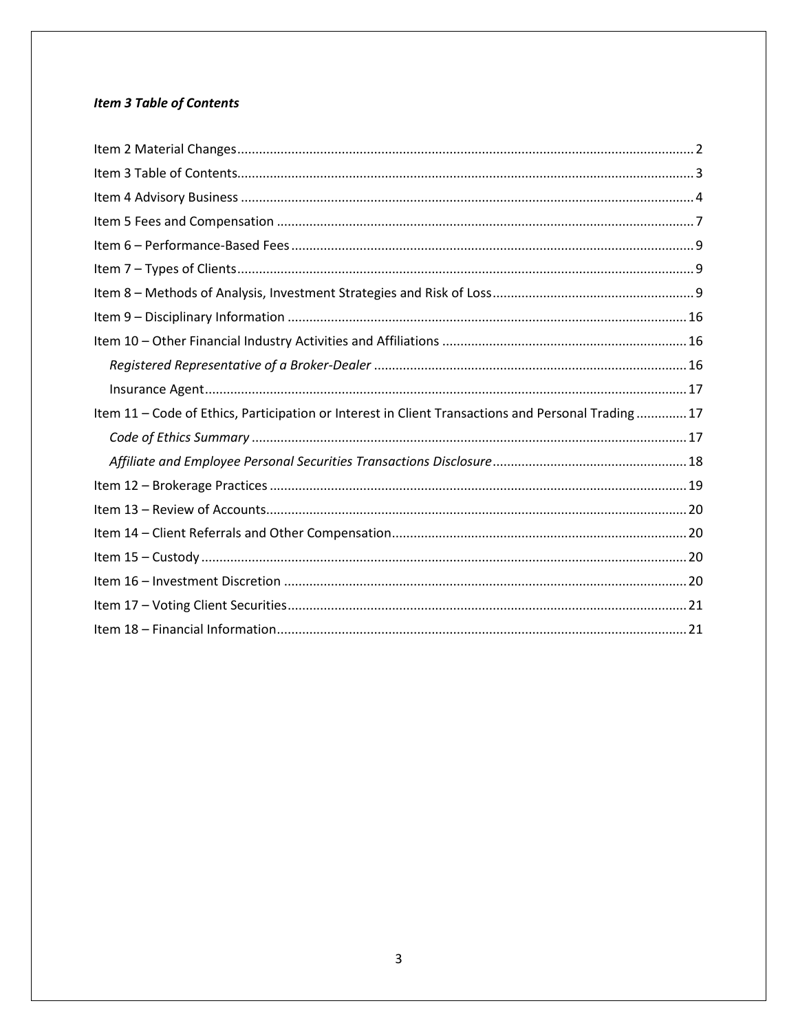### *Item 3 Table of Contents*

Item 2 Material Changes .......... 2
Item 3 Table of Contents .......... 3
Item 4 Advisory Business .......... 4
Item 5 Fees and Compensation .......... 7
Item 6 – Performance-Based Fees .......... 9
Item 7 – Types of Clients .......... 9
Item 8 – Methods of Analysis, Investment Strategies and Risk of Loss .......... 9
Item 9 – Disciplinary Information .......... 16
Item 10 – Other Financial Industry Activities and Affiliations .......... 16
&nbsp;&nbsp;&nbsp;&nbsp;*Registered Representative of a Broker-Dealer* .......... 16
&nbsp;&nbsp;&nbsp;&nbsp;Insurance Agent .......... 17
Item 11 – Code of Ethics, Participation or Interest in Client Transactions and Personal Trading .......... 17
&nbsp;&nbsp;&nbsp;&nbsp;*Code of Ethics Summary* .......... 17
&nbsp;&nbsp;&nbsp;&nbsp;*Affiliate and Employee Personal Securities Transactions Disclosure* .......... 18
Item 12 – Brokerage Practices .......... 19
Item 13 – Review of Accounts .......... 20
Item 14 – Client Referrals and Other Compensation .......... 20
Item 15 – Custody .......... 20
Item 16 – Investment Discretion .......... 20
Item 17 – Voting Client Securities .......... 21
Item 18 – Financial Information .......... 21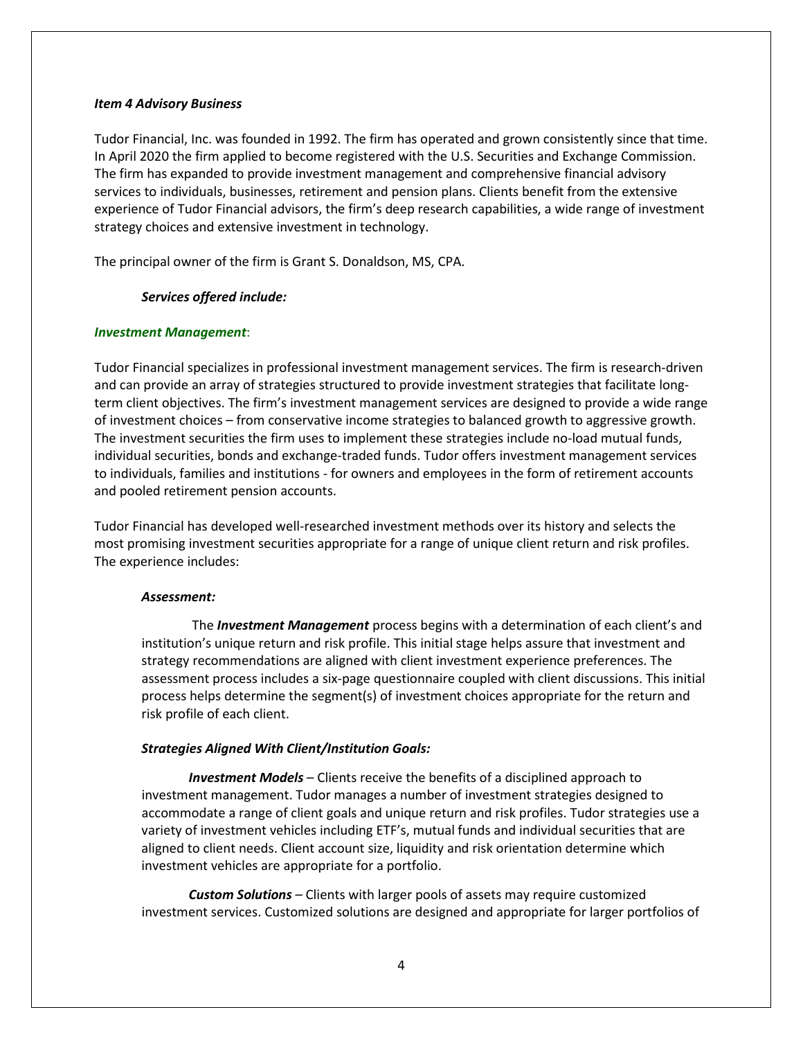### *Item 4 Advisory Business*

Tudor Financial, Inc. was founded in 1992. The firm has operated and grown consistently since that time. In April 2020 the firm applied to become registered with the U.S. Securities and Exchange Commission. The firm has expanded to provide investment management and comprehensive financial advisory services to individuals, businesses, retirement and pension plans. Clients benefit from the extensive experience of Tudor Financial advisors, the firm's deep research capabilities, a wide range of investment strategy choices and extensive investment in technology.

The principal owner of the firm is Grant S. Donaldson, MS, CPA.

***Services offered include:***

***Investment Management***:

Tudor Financial specializes in professional investment management services. The firm is research-driven and can provide an array of strategies structured to provide investment strategies that facilitate long-term client objectives. The firm's investment management services are designed to provide a wide range of investment choices – from conservative income strategies to balanced growth to aggressive growth. The investment securities the firm uses to implement these strategies include no-load mutual funds, individual securities, bonds and exchange-traded funds. Tudor offers investment management services to individuals, families and institutions - for owners and employees in the form of retirement accounts and pooled retirement pension accounts.

Tudor Financial has developed well-researched investment methods over its history and selects the most promising investment securities appropriate for a range of unique client return and risk profiles. The experience includes:

***Assessment:***

The ***Investment Management*** process begins with a determination of each client's and institution's unique return and risk profile. This initial stage helps assure that investment and strategy recommendations are aligned with client investment experience preferences. The assessment process includes a six-page questionnaire coupled with client discussions. This initial process helps determine the segment(s) of investment choices appropriate for the return and risk profile of each client.

***Strategies Aligned With Client/Institution Goals:***

***Investment Models*** – Clients receive the benefits of a disciplined approach to investment management. Tudor manages a number of investment strategies designed to accommodate a range of client goals and unique return and risk profiles. Tudor strategies use a variety of investment vehicles including ETF's, mutual funds and individual securities that are aligned to client needs. Client account size, liquidity and risk orientation determine which investment vehicles are appropriate for a portfolio.

***Custom Solutions*** – Clients with larger pools of assets may require customized investment services. Customized solutions are designed and appropriate for larger portfolios of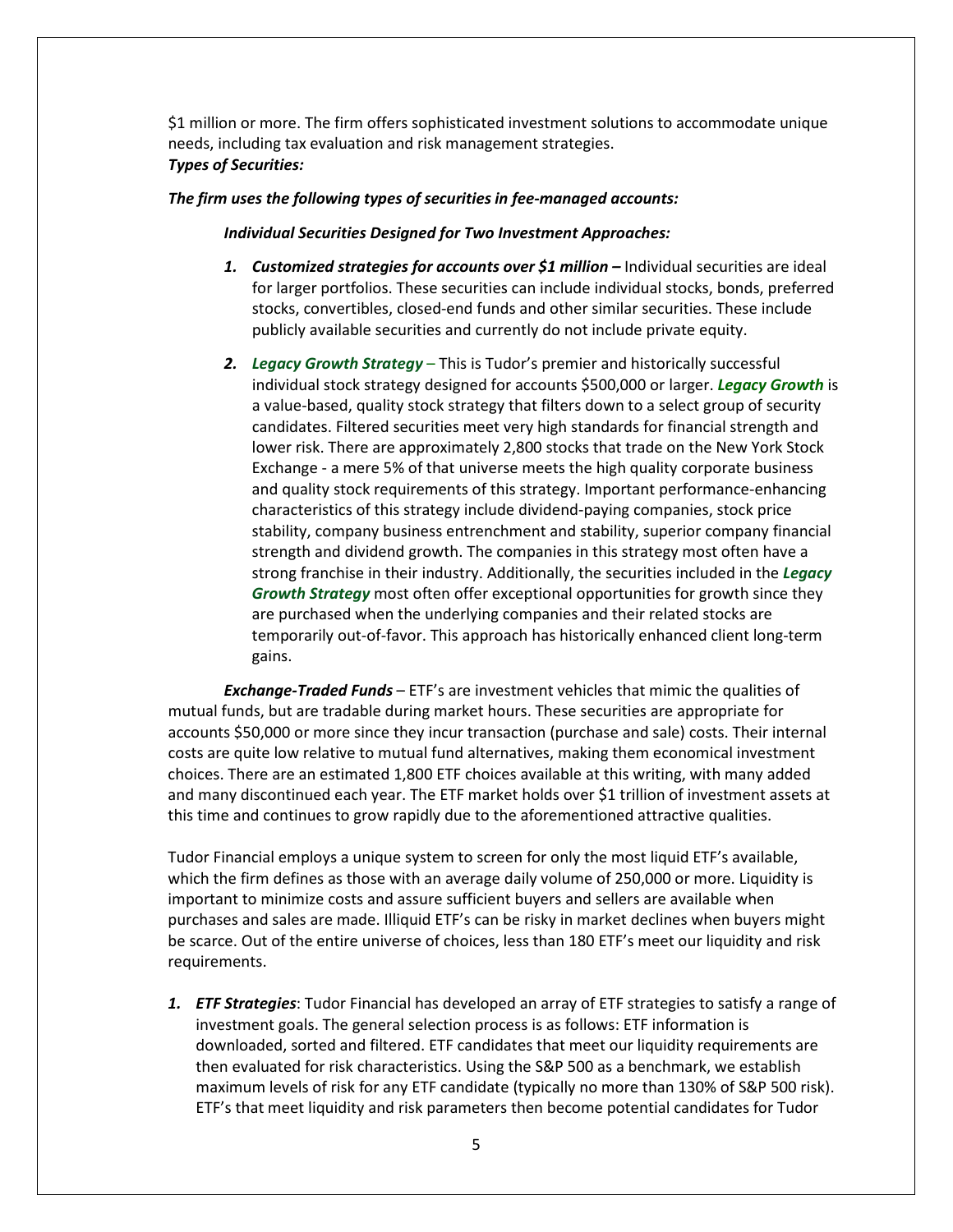$1 million or more. The firm offers sophisticated investment solutions to accommodate unique needs, including tax evaluation and risk management strategies.
***Types of Securities:***

***The firm uses the following types of securities in fee-managed accounts:***

***Individual Securities Designed for Two Investment Approaches:***

1. ***Customized strategies for accounts over $1 million –*** Individual securities are ideal for larger portfolios. These securities can include individual stocks, bonds, preferred stocks, convertibles, closed-end funds and other similar securities. These include publicly available securities and currently do not include private equity.

2. ***Legacy Growth Strategy*** – This is Tudor's premier and historically successful individual stock strategy designed for accounts $500,000 or larger. ***Legacy Growth*** is a value-based, quality stock strategy that filters down to a select group of security candidates. Filtered securities meet very high standards for financial strength and lower risk. There are approximately 2,800 stocks that trade on the New York Stock Exchange - a mere 5% of that universe meets the high quality corporate business and quality stock requirements of this strategy. Important performance-enhancing characteristics of this strategy include dividend-paying companies, stock price stability, company business entrenchment and stability, superior company financial strength and dividend growth. The companies in this strategy most often have a strong franchise in their industry. Additionally, the securities included in the ***Legacy Growth Strategy*** most often offer exceptional opportunities for growth since they are purchased when the underlying companies and their related stocks are temporarily out-of-favor. This approach has historically enhanced client long-term gains.

***Exchange-Traded Funds*** – ETF's are investment vehicles that mimic the qualities of mutual funds, but are tradable during market hours. These securities are appropriate for accounts $50,000 or more since they incur transaction (purchase and sale) costs. Their internal costs are quite low relative to mutual fund alternatives, making them economical investment choices. There are an estimated 1,800 ETF choices available at this writing, with many added and many discontinued each year. The ETF market holds over $1 trillion of investment assets at this time and continues to grow rapidly due to the aforementioned attractive qualities.

Tudor Financial employs a unique system to screen for only the most liquid ETF's available, which the firm defines as those with an average daily volume of 250,000 or more. Liquidity is important to minimize costs and assure sufficient buyers and sellers are available when purchases and sales are made. Illiquid ETF's can be risky in market declines when buyers might be scarce. Out of the entire universe of choices, less than 180 ETF's meet our liquidity and risk requirements.

1. ***ETF Strategies***: Tudor Financial has developed an array of ETF strategies to satisfy a range of investment goals. The general selection process is as follows: ETF information is downloaded, sorted and filtered. ETF candidates that meet our liquidity requirements are then evaluated for risk characteristics. Using the S&P 500 as a benchmark, we establish maximum levels of risk for any ETF candidate (typically no more than 130% of S&P 500 risk). ETF's that meet liquidity and risk parameters then become potential candidates for Tudor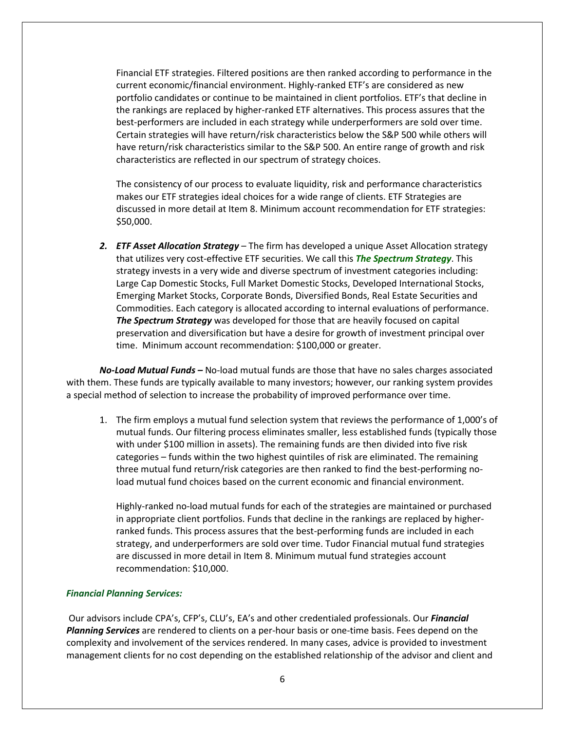Financial ETF strategies. Filtered positions are then ranked according to performance in the current economic/financial environment. Highly-ranked ETF's are considered as new portfolio candidates or continue to be maintained in client portfolios. ETF's that decline in the rankings are replaced by higher-ranked ETF alternatives. This process assures that the best-performers are included in each strategy while underperformers are sold over time. Certain strategies will have return/risk characteristics below the S&P 500 while others will have return/risk characteristics similar to the S&P 500. An entire range of growth and risk characteristics are reflected in our spectrum of strategy choices.

The consistency of our process to evaluate liquidity, risk and performance characteristics makes our ETF strategies ideal choices for a wide range of clients. ETF Strategies are discussed in more detail at Item 8. Minimum account recommendation for ETF strategies: $50,000.

2. ***ETF Asset Allocation Strategy*** – The firm has developed a unique Asset Allocation strategy that utilizes very cost-effective ETF securities. We call this ***The Spectrum Strategy***. This strategy invests in a very wide and diverse spectrum of investment categories including: Large Cap Domestic Stocks, Full Market Domestic Stocks, Developed International Stocks, Emerging Market Stocks, Corporate Bonds, Diversified Bonds, Real Estate Securities and Commodities. Each category is allocated according to internal evaluations of performance. ***The Spectrum Strategy*** was developed for those that are heavily focused on capital preservation and diversification but have a desire for growth of investment principal over time. Minimum account recommendation: $100,000 or greater.

***No-Load Mutual Funds –*** No-load mutual funds are those that have no sales charges associated with them. These funds are typically available to many investors; however, our ranking system provides a special method of selection to increase the probability of improved performance over time.

1. The firm employs a mutual fund selection system that reviews the performance of 1,000's of mutual funds. Our filtering process eliminates smaller, less established funds (typically those with under $100 million in assets). The remaining funds are then divided into five risk categories – funds within the two highest quintiles of risk are eliminated. The remaining three mutual fund return/risk categories are then ranked to find the best-performing no-load mutual fund choices based on the current economic and financial environment.

   Highly-ranked no-load mutual funds for each of the strategies are maintained or purchased in appropriate client portfolios. Funds that decline in the rankings are replaced by higher-ranked funds. This process assures that the best-performing funds are included in each strategy, and underperformers are sold over time. Tudor Financial mutual fund strategies are discussed in more detail in Item 8. Minimum mutual fund strategies account recommendation: $10,000.

### *Financial Planning Services:*

Our advisors include CPA's, CFP's, CLU's, EA's and other credentialed professionals. Our ***Financial Planning Services*** are rendered to clients on a per-hour basis or one-time basis. Fees depend on the complexity and involvement of the services rendered. In many cases, advice is provided to investment management clients for no cost depending on the established relationship of the advisor and client and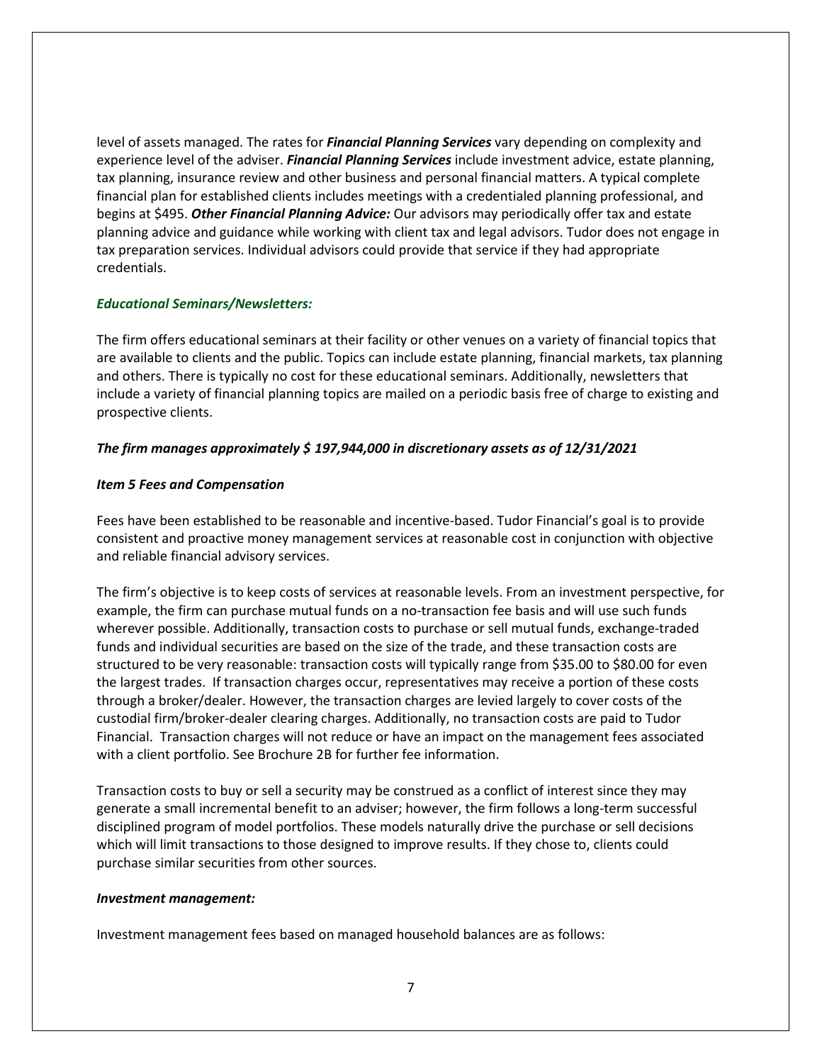level of assets managed. The rates for ***Financial Planning Services*** vary depending on complexity and experience level of the adviser. ***Financial Planning Services*** include investment advice, estate planning, tax planning, insurance review and other business and personal financial matters. A typical complete financial plan for established clients includes meetings with a credentialed planning professional, and begins at $495. ***Other Financial Planning Advice:*** Our advisors may periodically offer tax and estate planning advice and guidance while working with client tax and legal advisors. Tudor does not engage in tax preparation services. Individual advisors could provide that service if they had appropriate credentials.

***Educational Seminars/Newsletters:***

The firm offers educational seminars at their facility or other venues on a variety of financial topics that are available to clients and the public. Topics can include estate planning, financial markets, tax planning and others. There is typically no cost for these educational seminars. Additionally, newsletters that include a variety of financial planning topics are mailed on a periodic basis free of charge to existing and prospective clients.

***The firm manages approximately $ 197,944,000 in discretionary assets as of 12/31/2021***

***Item 5 Fees and Compensation***

Fees have been established to be reasonable and incentive-based. Tudor Financial's goal is to provide consistent and proactive money management services at reasonable cost in conjunction with objective and reliable financial advisory services.

The firm's objective is to keep costs of services at reasonable levels. From an investment perspective, for example, the firm can purchase mutual funds on a no-transaction fee basis and will use such funds wherever possible. Additionally, transaction costs to purchase or sell mutual funds, exchange-traded funds and individual securities are based on the size of the trade, and these transaction costs are structured to be very reasonable: transaction costs will typically range from $35.00 to $80.00 for even the largest trades. If transaction charges occur, representatives may receive a portion of these costs through a broker/dealer. However, the transaction charges are levied largely to cover costs of the custodial firm/broker-dealer clearing charges. Additionally, no transaction costs are paid to Tudor Financial. Transaction charges will not reduce or have an impact on the management fees associated with a client portfolio. See Brochure 2B for further fee information.

Transaction costs to buy or sell a security may be construed as a conflict of interest since they may generate a small incremental benefit to an adviser; however, the firm follows a long-term successful disciplined program of model portfolios. These models naturally drive the purchase or sell decisions which will limit transactions to those designed to improve results. If they chose to, clients could purchase similar securities from other sources.

***Investment management:***

Investment management fees based on managed household balances are as follows: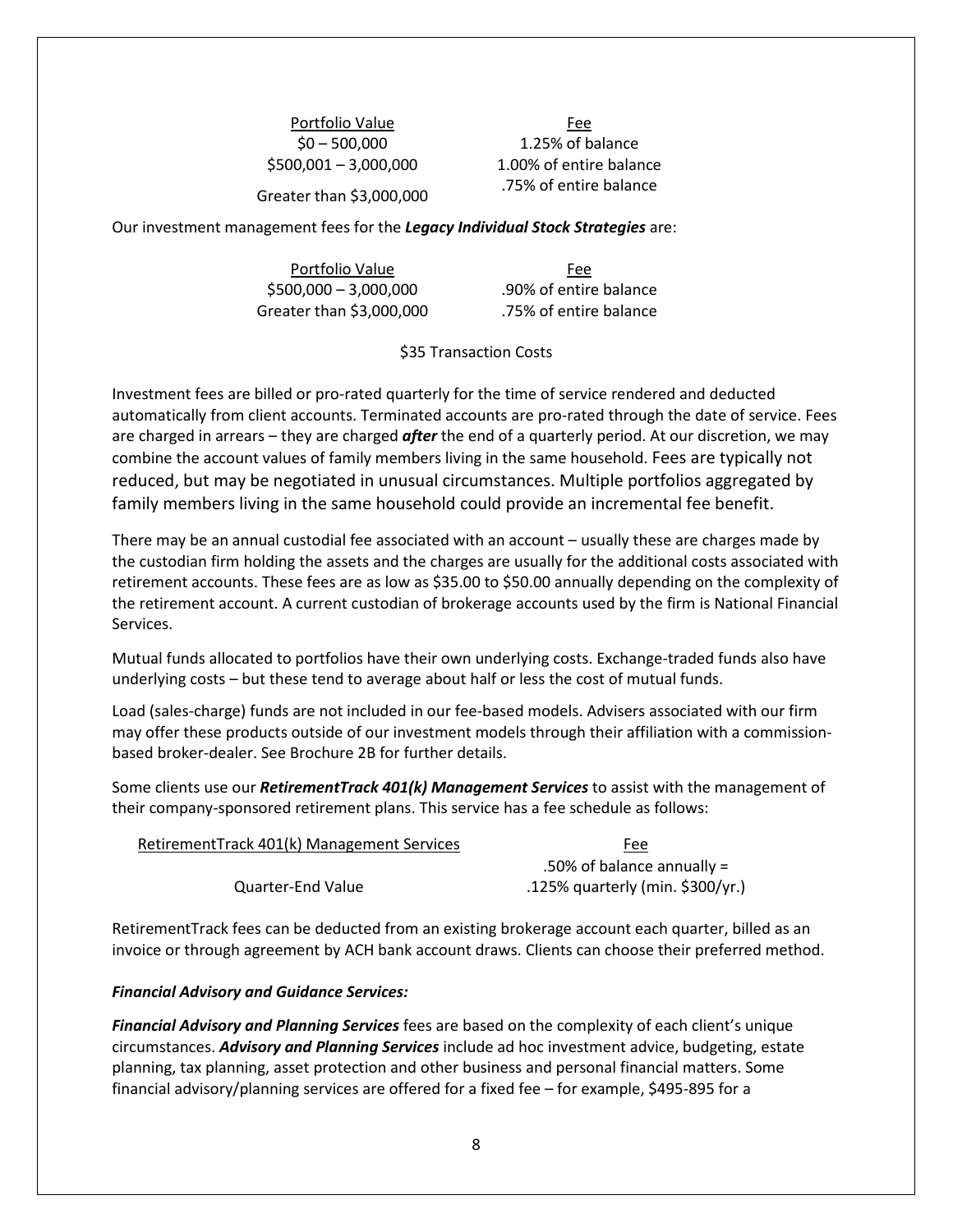| Portfolio Value | Fee |
|---|---|
| $0 – 500,000 | 1.25% of balance |
| $500,001 – 3,000,000 | 1.00% of entire balance |
| Greater than $3,000,000 | .75% of entire balance |

Our investment management fees for the ***Legacy Individual Stock Strategies*** are:

| Portfolio Value | Fee |
|---|---|
| $500,000 – 3,000,000 | .90% of entire balance |
| Greater than $3,000,000 | .75% of entire balance |

$35 Transaction Costs

Investment fees are billed or pro-rated quarterly for the time of service rendered and deducted automatically from client accounts. Terminated accounts are pro-rated through the date of service. Fees are charged in arrears – they are charged ***after*** the end of a quarterly period. At our discretion, we may combine the account values of family members living in the same household. Fees are typically not reduced, but may be negotiated in unusual circumstances. Multiple portfolios aggregated by family members living in the same household could provide an incremental fee benefit.

There may be an annual custodial fee associated with an account – usually these are charges made by the custodian firm holding the assets and the charges are usually for the additional costs associated with retirement accounts. These fees are as low as $35.00 to $50.00 annually depending on the complexity of the retirement account. A current custodian of brokerage accounts used by the firm is National Financial Services.

Mutual funds allocated to portfolios have their own underlying costs. Exchange-traded funds also have underlying costs – but these tend to average about half or less the cost of mutual funds.

Load (sales-charge) funds are not included in our fee-based models. Advisers associated with our firm may offer these products outside of our investment models through their affiliation with a commission-based broker-dealer. See Brochure 2B for further details.

Some clients use our ***RetirementTrack 401(k) Management Services*** to assist with the management of their company-sponsored retirement plans. This service has a fee schedule as follows:

| RetirementTrack 401(k) Management Services | Fee |
|---|---|
| Quarter-End Value | .50% of balance annually = .125% quarterly (min. $300/yr.) |

RetirementTrack fees can be deducted from an existing brokerage account each quarter, billed as an invoice or through agreement by ACH bank account draws. Clients can choose their preferred method.

***Financial Advisory and Guidance Services:***

***Financial Advisory and Planning Services*** fees are based on the complexity of each client's unique circumstances. ***Advisory and Planning Services*** include ad hoc investment advice, budgeting, estate planning, tax planning, asset protection and other business and personal financial matters. Some financial advisory/planning services are offered for a fixed fee – for example, $495-895 for a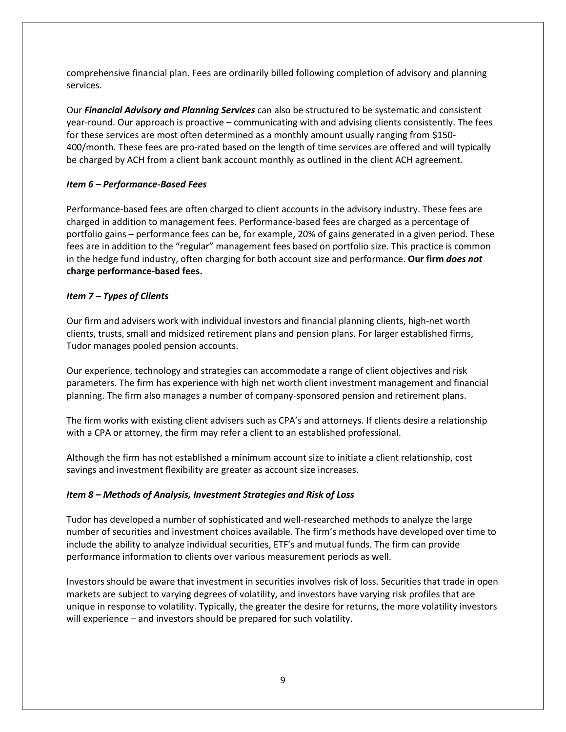comprehensive financial plan. Fees are ordinarily billed following completion of advisory and planning services.

Our ***Financial Advisory and Planning Services*** can also be structured to be systematic and consistent year-round. Our approach is proactive – communicating with and advising clients consistently. The fees for these services are most often determined as a monthly amount usually ranging from $150-400/month. These fees are pro-rated based on the length of time services are offered and will typically be charged by ACH from a client bank account monthly as outlined in the client ACH agreement.

### *Item 6 – Performance-Based Fees*

Performance-based fees are often charged to client accounts in the advisory industry. These fees are charged in addition to management fees. Performance-based fees are charged as a percentage of portfolio gains – performance fees can be, for example, 20% of gains generated in a given period. These fees are in addition to the "regular" management fees based on portfolio size. This practice is common in the hedge fund industry, often charging for both account size and performance. **Our firm *does not* charge performance-based fees.**

### *Item 7 – Types of Clients*

Our firm and advisers work with individual investors and financial planning clients, high-net worth clients, trusts, small and midsized retirement plans and pension plans. For larger established firms, Tudor manages pooled pension accounts.

Our experience, technology and strategies can accommodate a range of client objectives and risk parameters. The firm has experience with high net worth client investment management and financial planning. The firm also manages a number of company-sponsored pension and retirement plans.

The firm works with existing client advisers such as CPA's and attorneys. If clients desire a relationship with a CPA or attorney, the firm may refer a client to an established professional.

Although the firm has not established a minimum account size to initiate a client relationship, cost savings and investment flexibility are greater as account size increases.

### *Item 8 – Methods of Analysis, Investment Strategies and Risk of Loss*

Tudor has developed a number of sophisticated and well-researched methods to analyze the large number of securities and investment choices available. The firm's methods have developed over time to include the ability to analyze individual securities, ETF's and mutual funds. The firm can provide performance information to clients over various measurement periods as well.

Investors should be aware that investment in securities involves risk of loss. Securities that trade in open markets are subject to varying degrees of volatility, and investors have varying risk profiles that are unique in response to volatility. Typically, the greater the desire for returns, the more volatility investors will experience – and investors should be prepared for such volatility.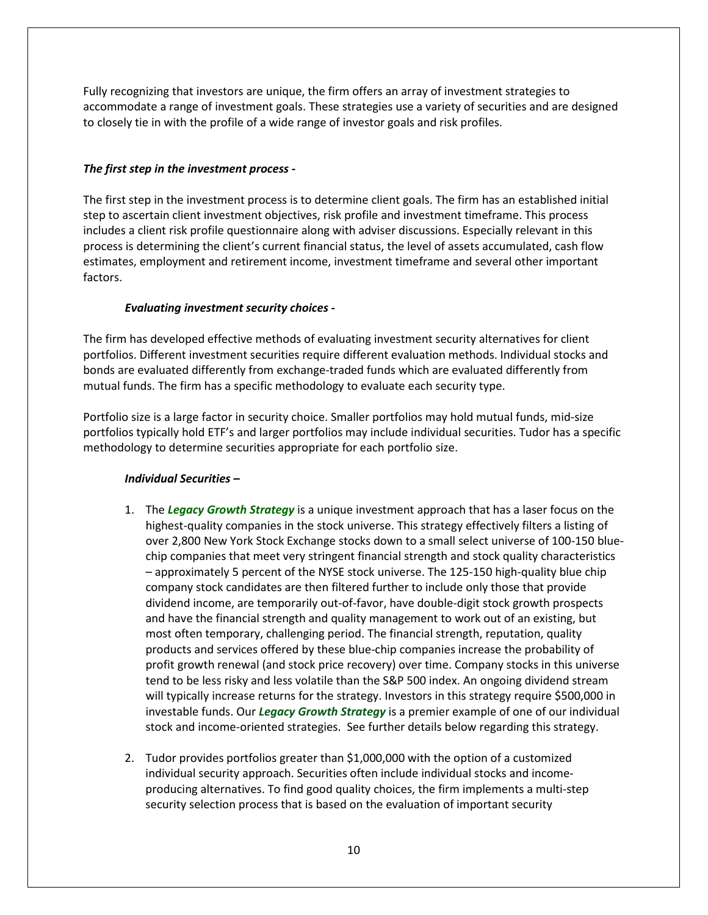Fully recognizing that investors are unique, the firm offers an array of investment strategies to accommodate a range of investment goals. These strategies use a variety of securities and are designed to closely tie in with the profile of a wide range of investor goals and risk profiles.

***The first step in the investment process -***

The first step in the investment process is to determine client goals. The firm has an established initial step to ascertain client investment objectives, risk profile and investment timeframe. This process includes a client risk profile questionnaire along with adviser discussions. Especially relevant in this process is determining the client's current financial status, the level of assets accumulated, cash flow estimates, employment and retirement income, investment timeframe and several other important factors.

***Evaluating investment security choices -***

The firm has developed effective methods of evaluating investment security alternatives for client portfolios. Different investment securities require different evaluation methods. Individual stocks and bonds are evaluated differently from exchange-traded funds which are evaluated differently from mutual funds. The firm has a specific methodology to evaluate each security type.

Portfolio size is a large factor in security choice. Smaller portfolios may hold mutual funds, mid-size portfolios typically hold ETF's and larger portfolios may include individual securities. Tudor has a specific methodology to determine securities appropriate for each portfolio size.

***Individual Securities –***

1. The ***Legacy Growth Strategy*** is a unique investment approach that has a laser focus on the highest-quality companies in the stock universe. This strategy effectively filters a listing of over 2,800 New York Stock Exchange stocks down to a small select universe of 100-150 blue-chip companies that meet very stringent financial strength and stock quality characteristics – approximately 5 percent of the NYSE stock universe. The 125-150 high-quality blue chip company stock candidates are then filtered further to include only those that provide dividend income, are temporarily out-of-favor, have double-digit stock growth prospects and have the financial strength and quality management to work out of an existing, but most often temporary, challenging period. The financial strength, reputation, quality products and services offered by these blue-chip companies increase the probability of profit growth renewal (and stock price recovery) over time. Company stocks in this universe tend to be less risky and less volatile than the S&P 500 index. An ongoing dividend stream will typically increase returns for the strategy. Investors in this strategy require $500,000 in investable funds. Our ***Legacy Growth Strategy*** is a premier example of one of our individual stock and income-oriented strategies. See further details below regarding this strategy.

2. Tudor provides portfolios greater than $1,000,000 with the option of a customized individual security approach. Securities often include individual stocks and income-producing alternatives. To find good quality choices, the firm implements a multi-step security selection process that is based on the evaluation of important security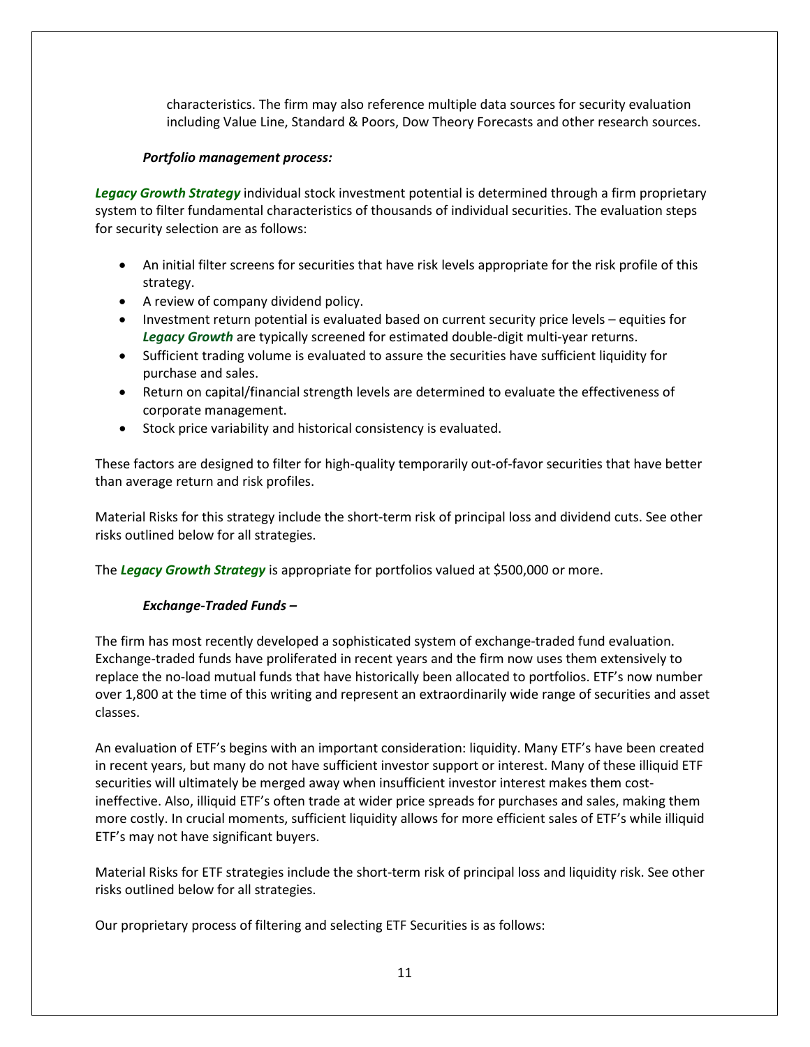characteristics. The firm may also reference multiple data sources for security evaluation including Value Line, Standard & Poors, Dow Theory Forecasts and other research sources.

***Portfolio management process:***

***Legacy Growth Strategy*** individual stock investment potential is determined through a firm proprietary system to filter fundamental characteristics of thousands of individual securities. The evaluation steps for security selection are as follows:

- An initial filter screens for securities that have risk levels appropriate for the risk profile of this strategy.
- A review of company dividend policy.
- Investment return potential is evaluated based on current security price levels – equities for ***Legacy Growth*** are typically screened for estimated double-digit multi-year returns.
- Sufficient trading volume is evaluated to assure the securities have sufficient liquidity for purchase and sales.
- Return on capital/financial strength levels are determined to evaluate the effectiveness of corporate management.
- Stock price variability and historical consistency is evaluated.

These factors are designed to filter for high-quality temporarily out-of-favor securities that have better than average return and risk profiles.

Material Risks for this strategy include the short-term risk of principal loss and dividend cuts. See other risks outlined below for all strategies.

The ***Legacy Growth Strategy*** is appropriate for portfolios valued at $500,000 or more.

***Exchange-Traded Funds –***

The firm has most recently developed a sophisticated system of exchange-traded fund evaluation. Exchange-traded funds have proliferated in recent years and the firm now uses them extensively to replace the no-load mutual funds that have historically been allocated to portfolios. ETF's now number over 1,800 at the time of this writing and represent an extraordinarily wide range of securities and asset classes.

An evaluation of ETF's begins with an important consideration: liquidity. Many ETF's have been created in recent years, but many do not have sufficient investor support or interest. Many of these illiquid ETF securities will ultimately be merged away when insufficient investor interest makes them cost-ineffective. Also, illiquid ETF's often trade at wider price spreads for purchases and sales, making them more costly. In crucial moments, sufficient liquidity allows for more efficient sales of ETF's while illiquid ETF's may not have significant buyers.

Material Risks for ETF strategies include the short-term risk of principal loss and liquidity risk. See other risks outlined below for all strategies.

Our proprietary process of filtering and selecting ETF Securities is as follows: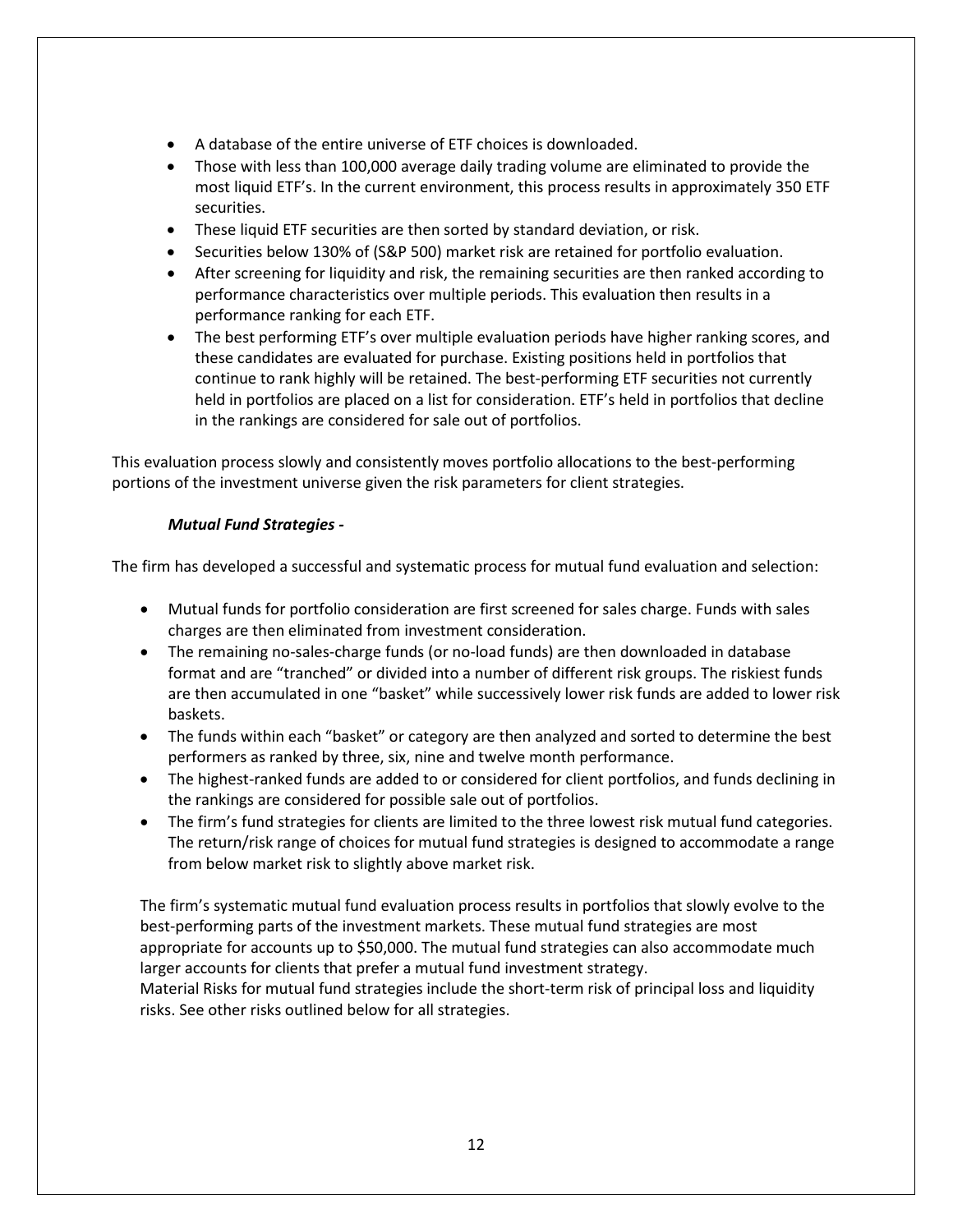- A database of the entire universe of ETF choices is downloaded.
- Those with less than 100,000 average daily trading volume are eliminated to provide the most liquid ETF's. In the current environment, this process results in approximately 350 ETF securities.
- These liquid ETF securities are then sorted by standard deviation, or risk.
- Securities below 130% of (S&P 500) market risk are retained for portfolio evaluation.
- After screening for liquidity and risk, the remaining securities are then ranked according to performance characteristics over multiple periods. This evaluation then results in a performance ranking for each ETF.
- The best performing ETF's over multiple evaluation periods have higher ranking scores, and these candidates are evaluated for purchase. Existing positions held in portfolios that continue to rank highly will be retained. The best-performing ETF securities not currently held in portfolios are placed on a list for consideration. ETF's held in portfolios that decline in the rankings are considered for sale out of portfolios.

This evaluation process slowly and consistently moves portfolio allocations to the best-performing portions of the investment universe given the risk parameters for client strategies.

***Mutual Fund Strategies -***

The firm has developed a successful and systematic process for mutual fund evaluation and selection:

- Mutual funds for portfolio consideration are first screened for sales charge. Funds with sales charges are then eliminated from investment consideration.
- The remaining no-sales-charge funds (or no-load funds) are then downloaded in database format and are "tranched" or divided into a number of different risk groups. The riskiest funds are then accumulated in one "basket" while successively lower risk funds are added to lower risk baskets.
- The funds within each "basket" or category are then analyzed and sorted to determine the best performers as ranked by three, six, nine and twelve month performance.
- The highest-ranked funds are added to or considered for client portfolios, and funds declining in the rankings are considered for possible sale out of portfolios.
- The firm's fund strategies for clients are limited to the three lowest risk mutual fund categories. The return/risk range of choices for mutual fund strategies is designed to accommodate a range from below market risk to slightly above market risk.

The firm's systematic mutual fund evaluation process results in portfolios that slowly evolve to the best-performing parts of the investment markets. These mutual fund strategies are most appropriate for accounts up to $50,000. The mutual fund strategies can also accommodate much larger accounts for clients that prefer a mutual fund investment strategy.
Material Risks for mutual fund strategies include the short-term risk of principal loss and liquidity risks. See other risks outlined below for all strategies.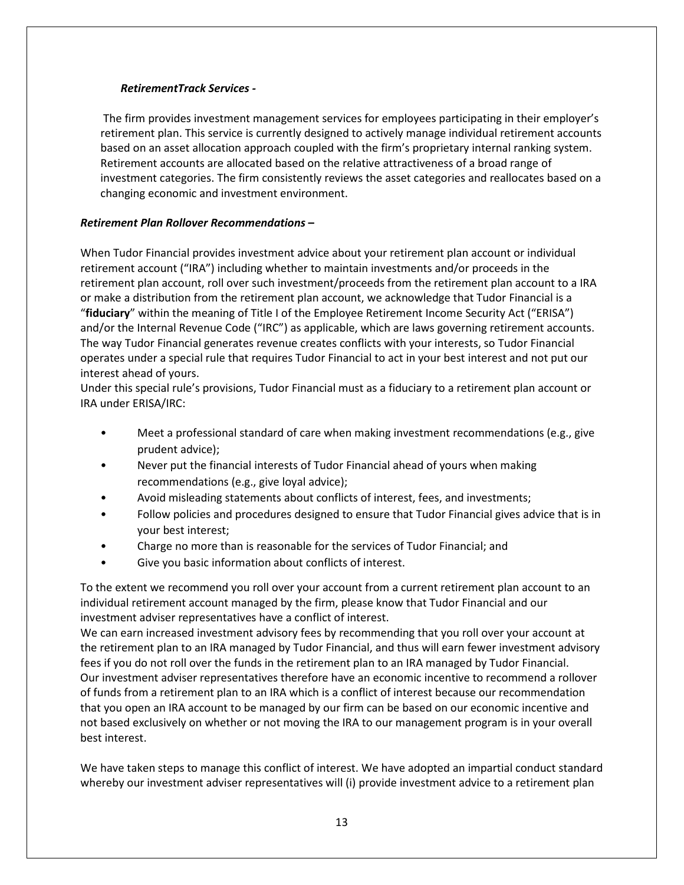***RetirementTrack Services -***

The firm provides investment management services for employees participating in their employer's retirement plan. This service is currently designed to actively manage individual retirement accounts based on an asset allocation approach coupled with the firm's proprietary internal ranking system. Retirement accounts are allocated based on the relative attractiveness of a broad range of investment categories. The firm consistently reviews the asset categories and reallocates based on a changing economic and investment environment.

***Retirement Plan Rollover Recommendations –***

When Tudor Financial provides investment advice about your retirement plan account or individual retirement account ("IRA") including whether to maintain investments and/or proceeds in the retirement plan account, roll over such investment/proceeds from the retirement plan account to a IRA or make a distribution from the retirement plan account, we acknowledge that Tudor Financial is a "**fiduciary**" within the meaning of Title I of the Employee Retirement Income Security Act ("ERISA") and/or the Internal Revenue Code ("IRC") as applicable, which are laws governing retirement accounts. The way Tudor Financial generates revenue creates conflicts with your interests, so Tudor Financial operates under a special rule that requires Tudor Financial to act in your best interest and not put our interest ahead of yours.
Under this special rule's provisions, Tudor Financial must as a fiduciary to a retirement plan account or IRA under ERISA/IRC:

- Meet a professional standard of care when making investment recommendations (e.g., give prudent advice);
- Never put the financial interests of Tudor Financial ahead of yours when making recommendations (e.g., give loyal advice);
- Avoid misleading statements about conflicts of interest, fees, and investments;
- Follow policies and procedures designed to ensure that Tudor Financial gives advice that is in your best interest;
- Charge no more than is reasonable for the services of Tudor Financial; and
- Give you basic information about conflicts of interest.

To the extent we recommend you roll over your account from a current retirement plan account to an individual retirement account managed by the firm, please know that Tudor Financial and our investment adviser representatives have a conflict of interest.
We can earn increased investment advisory fees by recommending that you roll over your account at the retirement plan to an IRA managed by Tudor Financial, and thus will earn fewer investment advisory fees if you do not roll over the funds in the retirement plan to an IRA managed by Tudor Financial. Our investment adviser representatives therefore have an economic incentive to recommend a rollover of funds from a retirement plan to an IRA which is a conflict of interest because our recommendation that you open an IRA account to be managed by our firm can be based on our economic incentive and not based exclusively on whether or not moving the IRA to our management program is in your overall best interest.

We have taken steps to manage this conflict of interest. We have adopted an impartial conduct standard whereby our investment adviser representatives will (i) provide investment advice to a retirement plan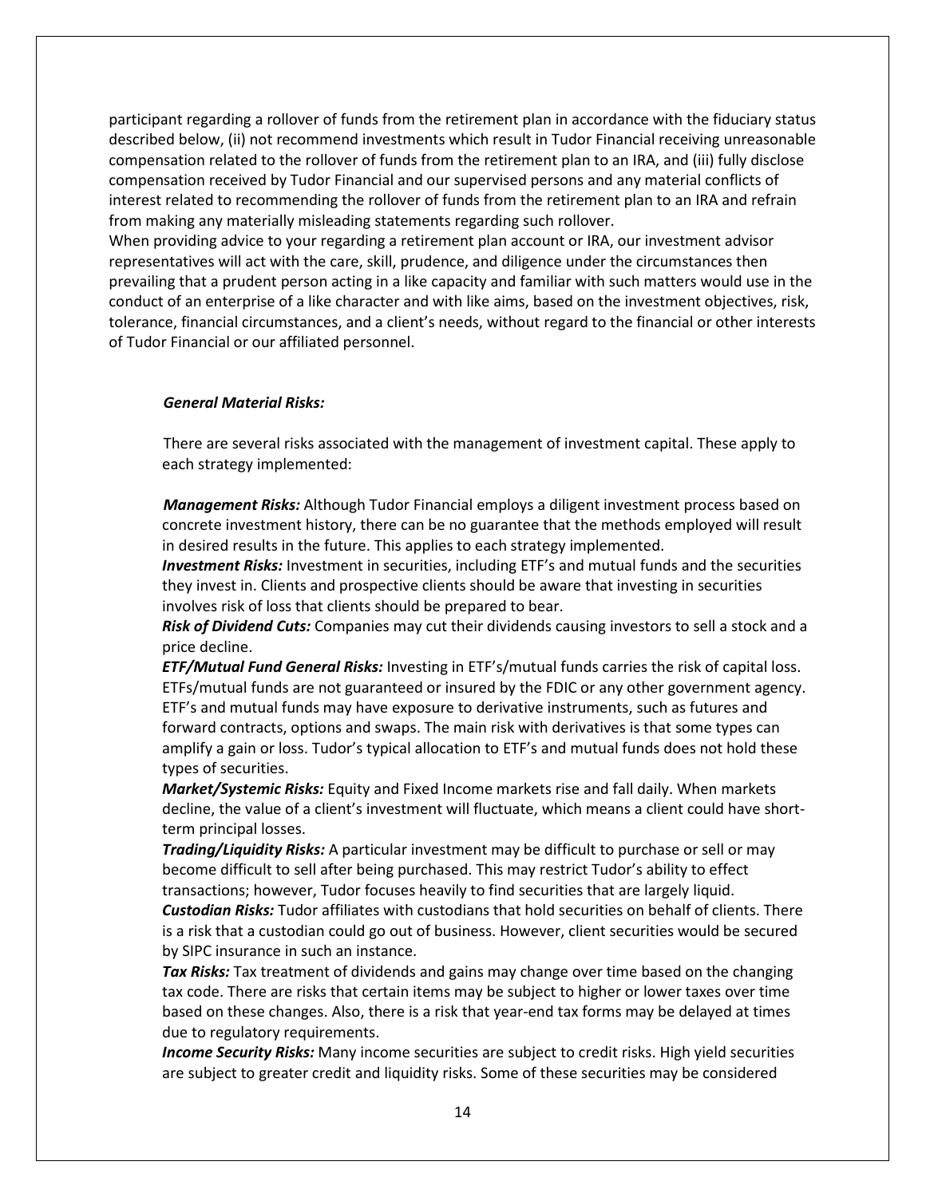participant regarding a rollover of funds from the retirement plan in accordance with the fiduciary status described below, (ii) not recommend investments which result in Tudor Financial receiving unreasonable compensation related to the rollover of funds from the retirement plan to an IRA, and (iii) fully disclose compensation received by Tudor Financial and our supervised persons and any material conflicts of interest related to recommending the rollover of funds from the retirement plan to an IRA and refrain from making any materially misleading statements regarding such rollover.

When providing advice to your regarding a retirement plan account or IRA, our investment advisor representatives will act with the care, skill, prudence, and diligence under the circumstances then prevailing that a prudent person acting in a like capacity and familiar with such matters would use in the conduct of an enterprise of a like character and with like aims, based on the investment objectives, risk, tolerance, financial circumstances, and a client's needs, without regard to the financial or other interests of Tudor Financial or our affiliated personnel.

***General Material Risks:***

There are several risks associated with the management of investment capital. These apply to each strategy implemented:

***Management Risks:*** Although Tudor Financial employs a diligent investment process based on concrete investment history, there can be no guarantee that the methods employed will result in desired results in the future. This applies to each strategy implemented.

***Investment Risks:*** Investment in securities, including ETF's and mutual funds and the securities they invest in. Clients and prospective clients should be aware that investing in securities involves risk of loss that clients should be prepared to bear.

***Risk of Dividend Cuts:*** Companies may cut their dividends causing investors to sell a stock and a price decline.

***ETF/Mutual Fund General Risks:*** Investing in ETF's/mutual funds carries the risk of capital loss. ETFs/mutual funds are not guaranteed or insured by the FDIC or any other government agency. ETF's and mutual funds may have exposure to derivative instruments, such as futures and forward contracts, options and swaps. The main risk with derivatives is that some types can amplify a gain or loss. Tudor's typical allocation to ETF's and mutual funds does not hold these types of securities.

***Market/Systemic Risks:*** Equity and Fixed Income markets rise and fall daily. When markets decline, the value of a client's investment will fluctuate, which means a client could have short-term principal losses.

***Trading/Liquidity Risks:*** A particular investment may be difficult to purchase or sell or may become difficult to sell after being purchased. This may restrict Tudor's ability to effect transactions; however, Tudor focuses heavily to find securities that are largely liquid.

***Custodian Risks:*** Tudor affiliates with custodians that hold securities on behalf of clients. There is a risk that a custodian could go out of business. However, client securities would be secured by SIPC insurance in such an instance.

***Tax Risks:*** Tax treatment of dividends and gains may change over time based on the changing tax code. There are risks that certain items may be subject to higher or lower taxes over time based on these changes. Also, there is a risk that year-end tax forms may be delayed at times due to regulatory requirements.

***Income Security Risks:*** Many income securities are subject to credit risks. High yield securities are subject to greater credit and liquidity risks. Some of these securities may be considered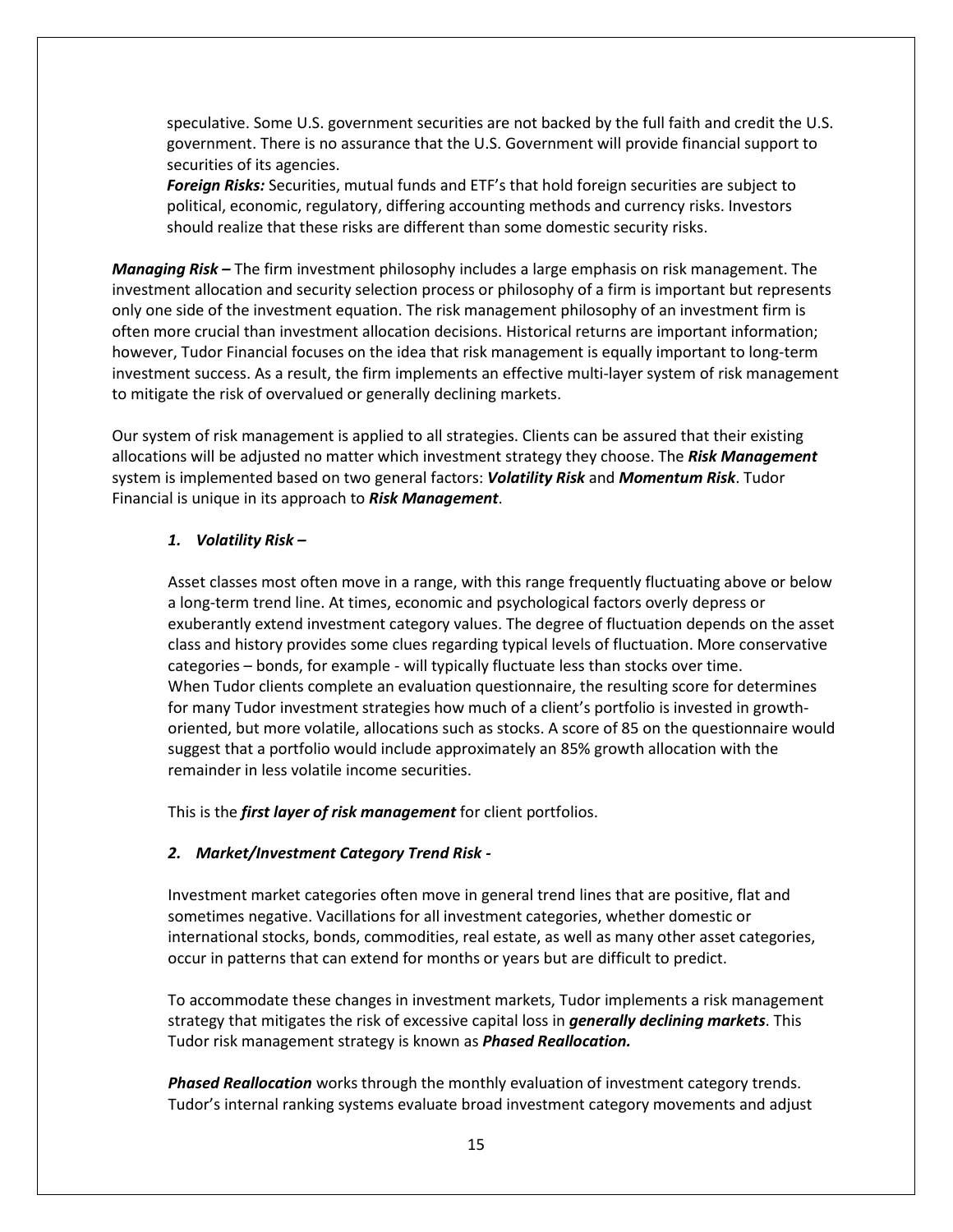speculative. Some U.S. government securities are not backed by the full faith and credit the U.S. government. There is no assurance that the U.S. Government will provide financial support to securities of its agencies.

***Foreign Risks:*** Securities, mutual funds and ETF's that hold foreign securities are subject to political, economic, regulatory, differing accounting methods and currency risks. Investors should realize that these risks are different than some domestic security risks.

***Managing Risk –*** The firm investment philosophy includes a large emphasis on risk management. The investment allocation and security selection process or philosophy of a firm is important but represents only one side of the investment equation. The risk management philosophy of an investment firm is often more crucial than investment allocation decisions. Historical returns are important information; however, Tudor Financial focuses on the idea that risk management is equally important to long-term investment success. As a result, the firm implements an effective multi-layer system of risk management to mitigate the risk of overvalued or generally declining markets.

Our system of risk management is applied to all strategies. Clients can be assured that their existing allocations will be adjusted no matter which investment strategy they choose. The ***Risk Management*** system is implemented based on two general factors: ***Volatility Risk*** and ***Momentum Risk***. Tudor Financial is unique in its approach to ***Risk Management***.

1. ***Volatility Risk –***

   Asset classes most often move in a range, with this range frequently fluctuating above or below a long-term trend line. At times, economic and psychological factors overly depress or exuberantly extend investment category values. The degree of fluctuation depends on the asset class and history provides some clues regarding typical levels of fluctuation. More conservative categories – bonds, for example - will typically fluctuate less than stocks over time. When Tudor clients complete an evaluation questionnaire, the resulting score for determines for many Tudor investment strategies how much of a client's portfolio is invested in growth-oriented, but more volatile, allocations such as stocks. A score of 85 on the questionnaire would suggest that a portfolio would include approximately an 85% growth allocation with the remainder in less volatile income securities.

   This is the ***first layer of risk management*** for client portfolios.

2. ***Market/Investment Category Trend Risk -***

   Investment market categories often move in general trend lines that are positive, flat and sometimes negative. Vacillations for all investment categories, whether domestic or international stocks, bonds, commodities, real estate, as well as many other asset categories, occur in patterns that can extend for months or years but are difficult to predict.

   To accommodate these changes in investment markets, Tudor implements a risk management strategy that mitigates the risk of excessive capital loss in ***generally declining markets***. This Tudor risk management strategy is known as ***Phased Reallocation.***

   ***Phased Reallocation*** works through the monthly evaluation of investment category trends. Tudor's internal ranking systems evaluate broad investment category movements and adjust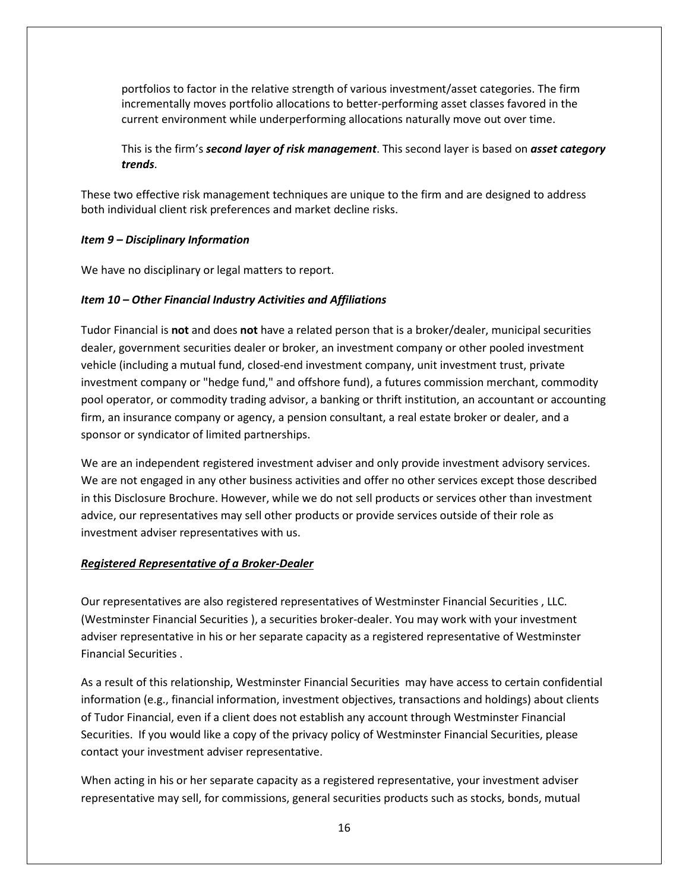portfolios to factor in the relative strength of various investment/asset categories. The firm incrementally moves portfolio allocations to better-performing asset classes favored in the current environment while underperforming allocations naturally move out over time.

This is the firm's ***second layer of risk management***. This second layer is based on ***asset category trends***.

These two effective risk management techniques are unique to the firm and are designed to address both individual client risk preferences and market decline risks.

### *Item 9 – Disciplinary Information*

We have no disciplinary or legal matters to report.

### *Item 10 – Other Financial Industry Activities and Affiliations*

Tudor Financial is **not** and does **not** have a related person that is a broker/dealer, municipal securities dealer, government securities dealer or broker, an investment company or other pooled investment vehicle (including a mutual fund, closed-end investment company, unit investment trust, private investment company or "hedge fund," and offshore fund), a futures commission merchant, commodity pool operator, or commodity trading advisor, a banking or thrift institution, an accountant or accounting firm, an insurance company or agency, a pension consultant, a real estate broker or dealer, and a sponsor or syndicator of limited partnerships.

We are an independent registered investment adviser and only provide investment advisory services. We are not engaged in any other business activities and offer no other services except those described in this Disclosure Brochure. However, while we do not sell products or services other than investment advice, our representatives may sell other products or provide services outside of their role as investment adviser representatives with us.

#### ***Registered Representative of a Broker-Dealer***

Our representatives are also registered representatives of Westminster Financial Securities , LLC. (Westminster Financial Securities ), a securities broker-dealer. You may work with your investment adviser representative in his or her separate capacity as a registered representative of Westminster Financial Securities .

As a result of this relationship, Westminster Financial Securities may have access to certain confidential information (e.g., financial information, investment objectives, transactions and holdings) about clients of Tudor Financial, even if a client does not establish any account through Westminster Financial Securities. If you would like a copy of the privacy policy of Westminster Financial Securities, please contact your investment adviser representative.

When acting in his or her separate capacity as a registered representative, your investment adviser representative may sell, for commissions, general securities products such as stocks, bonds, mutual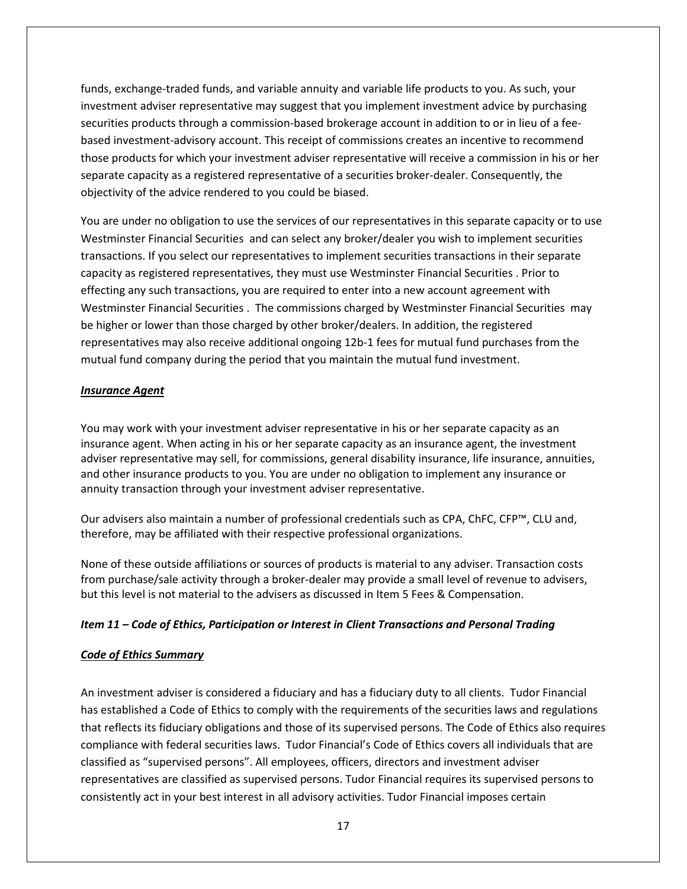funds, exchange-traded funds, and variable annuity and variable life products to you. As such, your investment adviser representative may suggest that you implement investment advice by purchasing securities products through a commission-based brokerage account in addition to or in lieu of a fee-based investment-advisory account. This receipt of commissions creates an incentive to recommend those products for which your investment adviser representative will receive a commission in his or her separate capacity as a registered representative of a securities broker-dealer. Consequently, the objectivity of the advice rendered to you could be biased.

You are under no obligation to use the services of our representatives in this separate capacity or to use Westminster Financial Securities and can select any broker/dealer you wish to implement securities transactions. If you select our representatives to implement securities transactions in their separate capacity as registered representatives, they must use Westminster Financial Securities . Prior to effecting any such transactions, you are required to enter into a new account agreement with Westminster Financial Securities . The commissions charged by Westminster Financial Securities may be higher or lower than those charged by other broker/dealers. In addition, the registered representatives may also receive additional ongoing 12b-1 fees for mutual fund purchases from the mutual fund company during the period that you maintain the mutual fund investment.

***Insurance Agent***

You may work with your investment adviser representative in his or her separate capacity as an insurance agent. When acting in his or her separate capacity as an insurance agent, the investment adviser representative may sell, for commissions, general disability insurance, life insurance, annuities, and other insurance products to you. You are under no obligation to implement any insurance or annuity transaction through your investment adviser representative.

Our advisers also maintain a number of professional credentials such as CPA, ChFC, CFP™, CLU and, therefore, may be affiliated with their respective professional organizations.

None of these outside affiliations or sources of products is material to any adviser. Transaction costs from purchase/sale activity through a broker-dealer may provide a small level of revenue to advisers, but this level is not material to the advisers as discussed in Item 5 Fees & Compensation.

***Item 11 – Code of Ethics, Participation or Interest in Client Transactions and Personal Trading***

***Code of Ethics Summary***

An investment adviser is considered a fiduciary and has a fiduciary duty to all clients. Tudor Financial has established a Code of Ethics to comply with the requirements of the securities laws and regulations that reflects its fiduciary obligations and those of its supervised persons. The Code of Ethics also requires compliance with federal securities laws. Tudor Financial's Code of Ethics covers all individuals that are classified as "supervised persons". All employees, officers, directors and investment adviser representatives are classified as supervised persons. Tudor Financial requires its supervised persons to consistently act in your best interest in all advisory activities. Tudor Financial imposes certain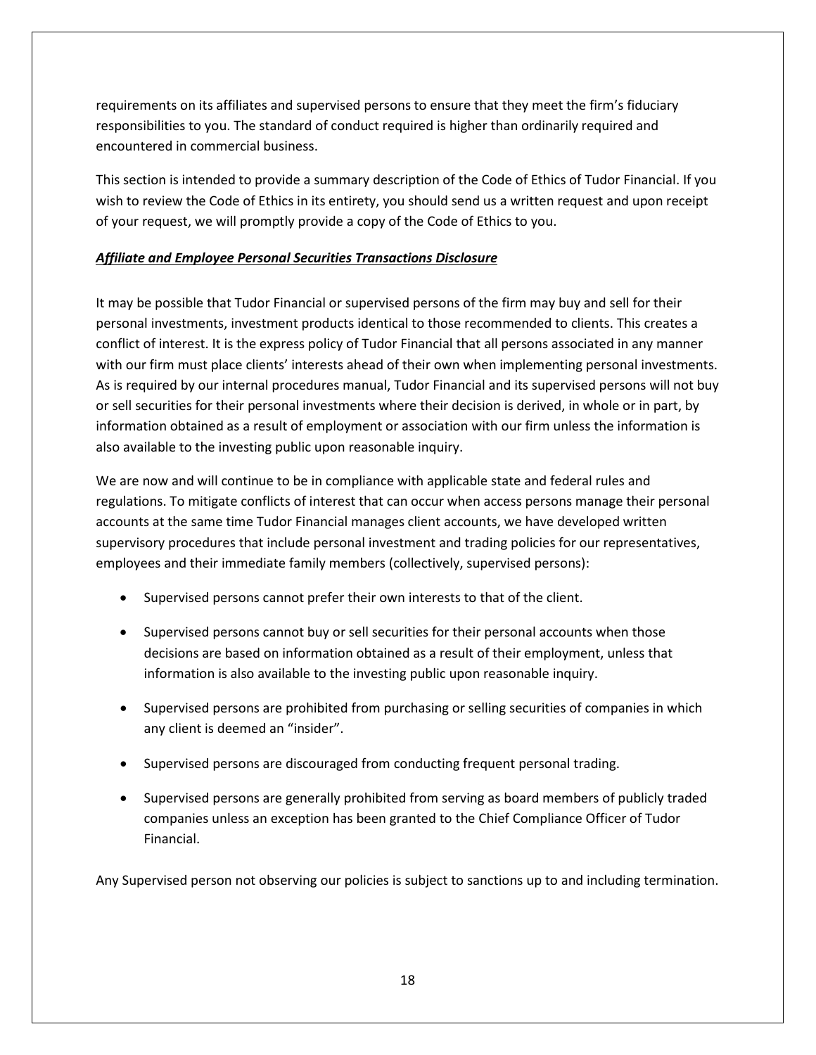requirements on its affiliates and supervised persons to ensure that they meet the firm's fiduciary responsibilities to you. The standard of conduct required is higher than ordinarily required and encountered in commercial business.

This section is intended to provide a summary description of the Code of Ethics of Tudor Financial. If you wish to review the Code of Ethics in its entirety, you should send us a written request and upon receipt of your request, we will promptly provide a copy of the Code of Ethics to you.

***Affiliate and Employee Personal Securities Transactions Disclosure***

It may be possible that Tudor Financial or supervised persons of the firm may buy and sell for their personal investments, investment products identical to those recommended to clients. This creates a conflict of interest. It is the express policy of Tudor Financial that all persons associated in any manner with our firm must place clients' interests ahead of their own when implementing personal investments. As is required by our internal procedures manual, Tudor Financial and its supervised persons will not buy or sell securities for their personal investments where their decision is derived, in whole or in part, by information obtained as a result of employment or association with our firm unless the information is also available to the investing public upon reasonable inquiry.

We are now and will continue to be in compliance with applicable state and federal rules and regulations. To mitigate conflicts of interest that can occur when access persons manage their personal accounts at the same time Tudor Financial manages client accounts, we have developed written supervisory procedures that include personal investment and trading policies for our representatives, employees and their immediate family members (collectively, supervised persons):

- Supervised persons cannot prefer their own interests to that of the client.
- Supervised persons cannot buy or sell securities for their personal accounts when those decisions are based on information obtained as a result of their employment, unless that information is also available to the investing public upon reasonable inquiry.
- Supervised persons are prohibited from purchasing or selling securities of companies in which any client is deemed an "insider".
- Supervised persons are discouraged from conducting frequent personal trading.
- Supervised persons are generally prohibited from serving as board members of publicly traded companies unless an exception has been granted to the Chief Compliance Officer of Tudor Financial.

Any Supervised person not observing our policies is subject to sanctions up to and including termination.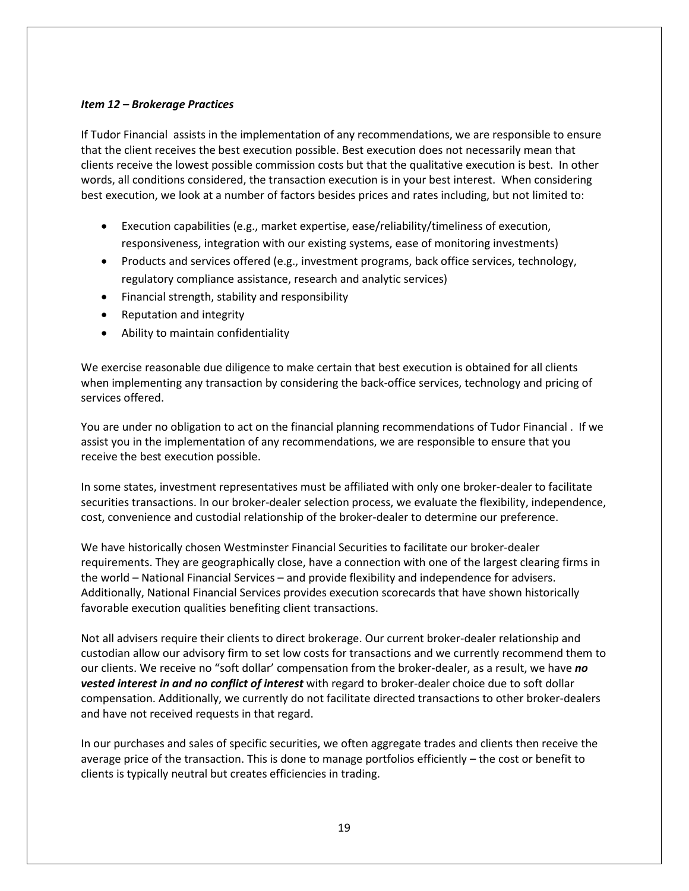### *Item 12 – Brokerage Practices*

If Tudor Financial assists in the implementation of any recommendations, we are responsible to ensure that the client receives the best execution possible. Best execution does not necessarily mean that clients receive the lowest possible commission costs but that the qualitative execution is best. In other words, all conditions considered, the transaction execution is in your best interest. When considering best execution, we look at a number of factors besides prices and rates including, but not limited to:

- Execution capabilities (e.g., market expertise, ease/reliability/timeliness of execution, responsiveness, integration with our existing systems, ease of monitoring investments)
- Products and services offered (e.g., investment programs, back office services, technology, regulatory compliance assistance, research and analytic services)
- Financial strength, stability and responsibility
- Reputation and integrity
- Ability to maintain confidentiality

We exercise reasonable due diligence to make certain that best execution is obtained for all clients when implementing any transaction by considering the back-office services, technology and pricing of services offered.

You are under no obligation to act on the financial planning recommendations of Tudor Financial . If we assist you in the implementation of any recommendations, we are responsible to ensure that you receive the best execution possible.

In some states, investment representatives must be affiliated with only one broker-dealer to facilitate securities transactions. In our broker-dealer selection process, we evaluate the flexibility, independence, cost, convenience and custodial relationship of the broker-dealer to determine our preference.

We have historically chosen Westminster Financial Securities to facilitate our broker-dealer requirements. They are geographically close, have a connection with one of the largest clearing firms in the world – National Financial Services – and provide flexibility and independence for advisers. Additionally, National Financial Services provides execution scorecards that have shown historically favorable execution qualities benefiting client transactions.

Not all advisers require their clients to direct brokerage. Our current broker-dealer relationship and custodian allow our advisory firm to set low costs for transactions and we currently recommend them to our clients. We receive no "soft dollar' compensation from the broker-dealer, as a result, we have ***no vested interest in and no conflict of interest*** with regard to broker-dealer choice due to soft dollar compensation. Additionally, we currently do not facilitate directed transactions to other broker-dealers and have not received requests in that regard.

In our purchases and sales of specific securities, we often aggregate trades and clients then receive the average price of the transaction. This is done to manage portfolios efficiently – the cost or benefit to clients is typically neutral but creates efficiencies in trading.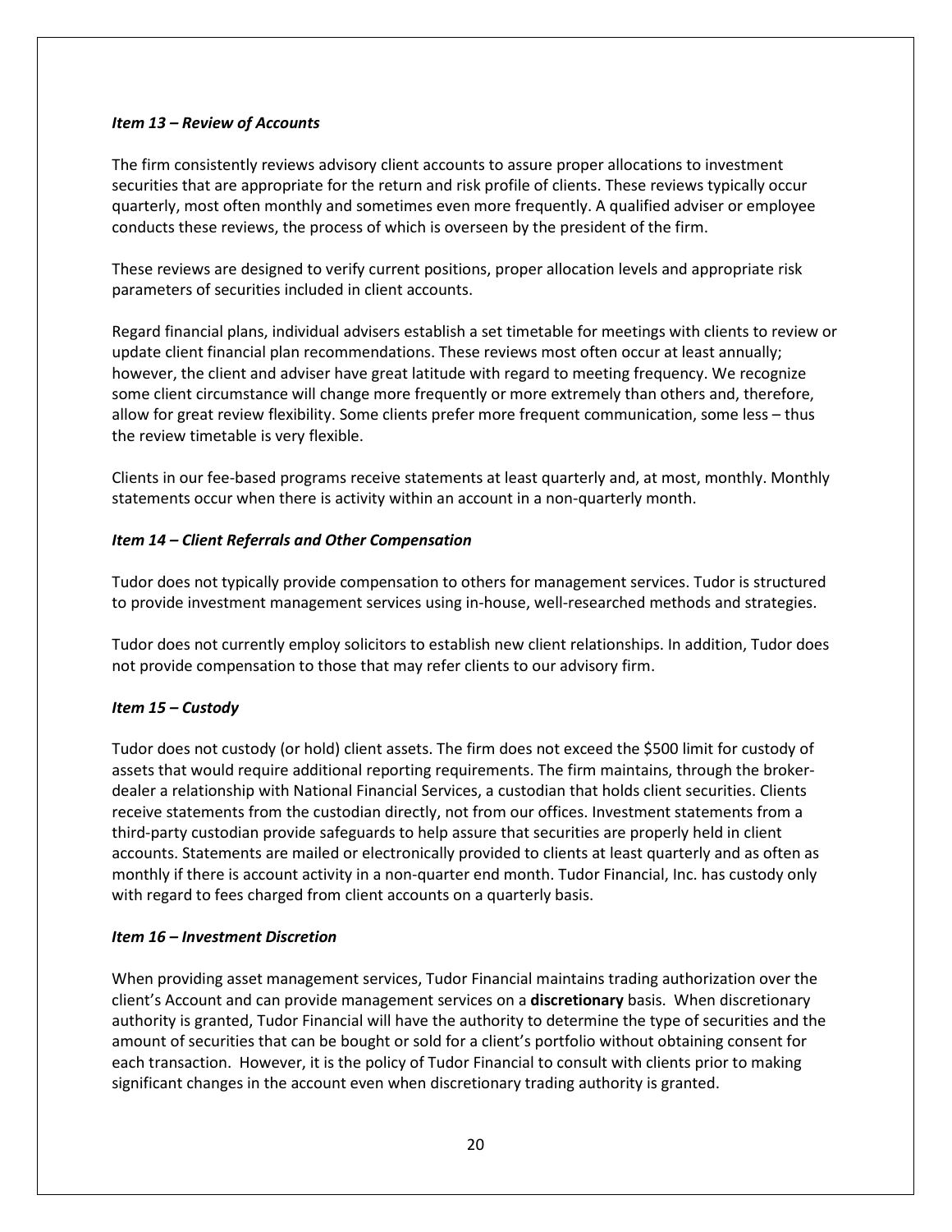***Item 13 – Review of Accounts***

The firm consistently reviews advisory client accounts to assure proper allocations to investment securities that are appropriate for the return and risk profile of clients. These reviews typically occur quarterly, most often monthly and sometimes even more frequently. A qualified adviser or employee conducts these reviews, the process of which is overseen by the president of the firm.

These reviews are designed to verify current positions, proper allocation levels and appropriate risk parameters of securities included in client accounts.

Regard financial plans, individual advisers establish a set timetable for meetings with clients to review or update client financial plan recommendations. These reviews most often occur at least annually; however, the client and adviser have great latitude with regard to meeting frequency. We recognize some client circumstance will change more frequently or more extremely than others and, therefore, allow for great review flexibility. Some clients prefer more frequent communication, some less – thus the review timetable is very flexible.

Clients in our fee-based programs receive statements at least quarterly and, at most, monthly. Monthly statements occur when there is activity within an account in a non-quarterly month.

***Item 14 – Client Referrals and Other Compensation***

Tudor does not typically provide compensation to others for management services. Tudor is structured to provide investment management services using in-house, well-researched methods and strategies.

Tudor does not currently employ solicitors to establish new client relationships. In addition, Tudor does not provide compensation to those that may refer clients to our advisory firm.

***Item 15 – Custody***

Tudor does not custody (or hold) client assets. The firm does not exceed the $500 limit for custody of assets that would require additional reporting requirements. The firm maintains, through the broker-dealer a relationship with National Financial Services, a custodian that holds client securities. Clients receive statements from the custodian directly, not from our offices. Investment statements from a third-party custodian provide safeguards to help assure that securities are properly held in client accounts. Statements are mailed or electronically provided to clients at least quarterly and as often as monthly if there is account activity in a non-quarter end month. Tudor Financial, Inc. has custody only with regard to fees charged from client accounts on a quarterly basis.

***Item 16 – Investment Discretion***

When providing asset management services, Tudor Financial maintains trading authorization over the client's Account and can provide management services on a **discretionary** basis. When discretionary authority is granted, Tudor Financial will have the authority to determine the type of securities and the amount of securities that can be bought or sold for a client's portfolio without obtaining consent for each transaction. However, it is the policy of Tudor Financial to consult with clients prior to making significant changes in the account even when discretionary trading authority is granted.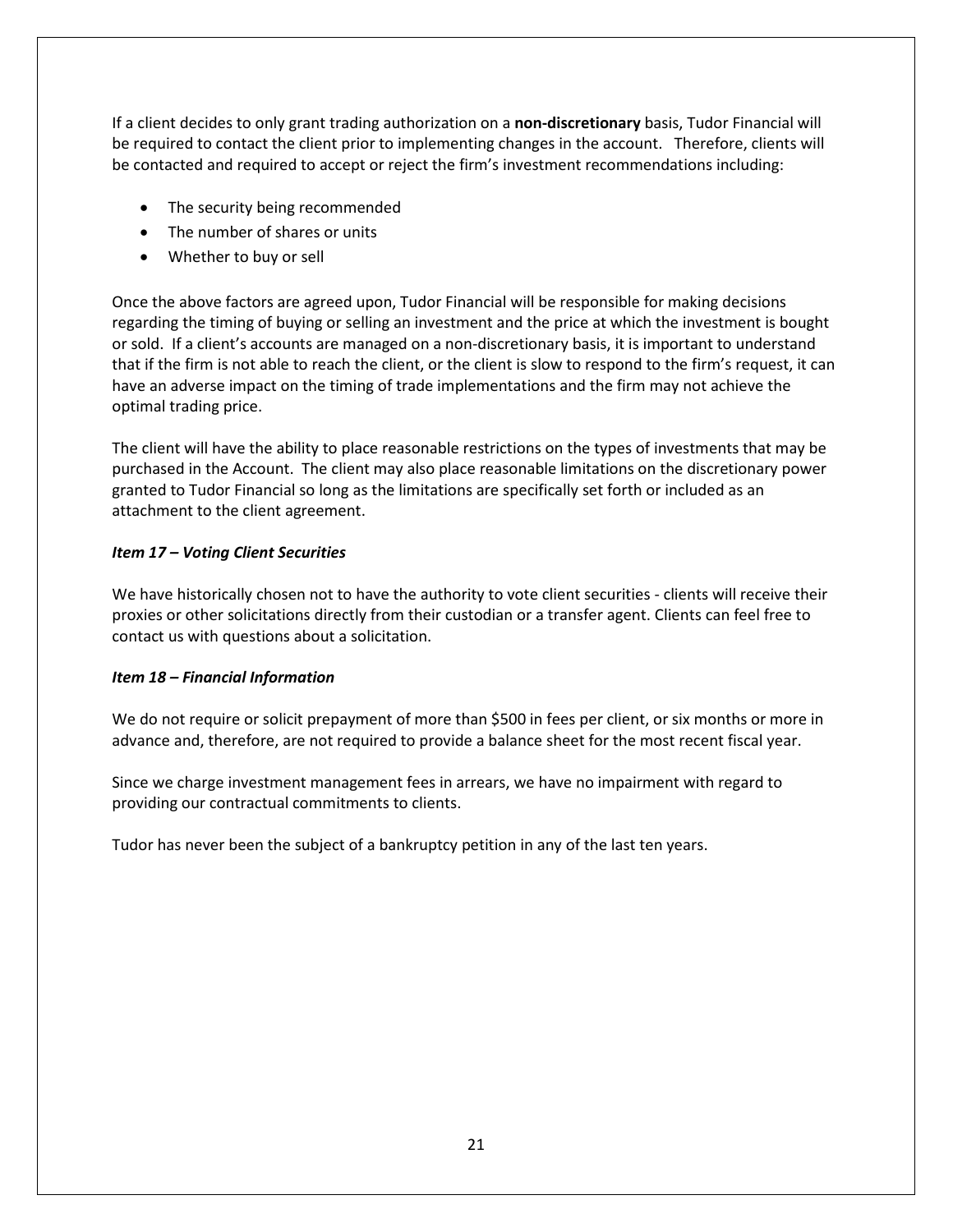If a client decides to only grant trading authorization on a **non-discretionary** basis, Tudor Financial will be required to contact the client prior to implementing changes in the account. Therefore, clients will be contacted and required to accept or reject the firm's investment recommendations including:

- The security being recommended
- The number of shares or units
- Whether to buy or sell

Once the above factors are agreed upon, Tudor Financial will be responsible for making decisions regarding the timing of buying or selling an investment and the price at which the investment is bought or sold. If a client's accounts are managed on a non-discretionary basis, it is important to understand that if the firm is not able to reach the client, or the client is slow to respond to the firm's request, it can have an adverse impact on the timing of trade implementations and the firm may not achieve the optimal trading price.

The client will have the ability to place reasonable restrictions on the types of investments that may be purchased in the Account. The client may also place reasonable limitations on the discretionary power granted to Tudor Financial so long as the limitations are specifically set forth or included as an attachment to the client agreement.

### *Item 17 – Voting Client Securities*

We have historically chosen not to have the authority to vote client securities - clients will receive their proxies or other solicitations directly from their custodian or a transfer agent. Clients can feel free to contact us with questions about a solicitation.

### *Item 18 – Financial Information*

We do not require or solicit prepayment of more than $500 in fees per client, or six months or more in advance and, therefore, are not required to provide a balance sheet for the most recent fiscal year.

Since we charge investment management fees in arrears, we have no impairment with regard to providing our contractual commitments to clients.

Tudor has never been the subject of a bankruptcy petition in any of the last ten years.